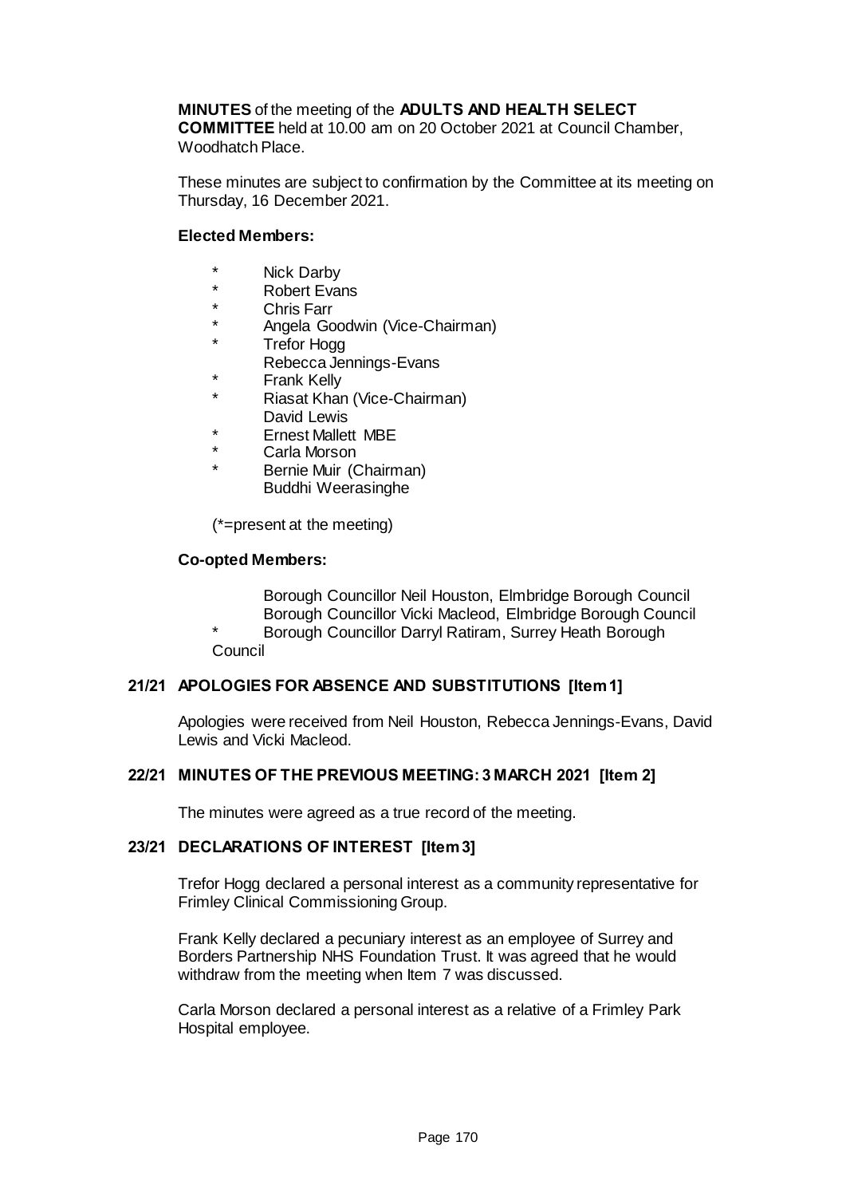**MINUTES** of the meeting of the **ADULTS AND HEALTH SELECT COMMITTEE** held at 10.00 am on 20 October 2021 at Council Chamber, Woodhatch Place.

These minutes are subject to confirmation by the Committee at its meeting on Thursday, 16 December 2021.

**Elected Members:**

- \* Nick Darby
- \* Robert Evans
- \* Chris Farr
- \* Angela Goodwin (Vice-Chairman)
- \* Trefor Hogg
- Rebecca Jennings-Evans
- \* Frank Kelly
- \* Riasat Khan (Vice-Chairman)
- David Lewis
- \* Ernest Mallett MBE
- \* Carla Morson
- \* Bernie Muir (Chairman)
- Buddhi Weerasinghe

(*=present at the meeting)

**Co-opted Members:**

- Borough Councillor Neil Houston, Elmbridge Borough Council
- Borough Councillor Vicki Macleod, Elmbridge Borough Council
- \* Borough Councillor Darryl Ratiram, Surrey Heath Borough Council

## 21/21 APOLOGIES FOR ABSENCE AND SUBSTITUTIONS [Item 1]

Apologies were received from Neil Houston, Rebecca Jennings-Evans, David Lewis and Vicki Macleod.

## 22/21 MINUTES OF THE PREVIOUS MEETING: 3 MARCH 2021 [Item 2]

The minutes were agreed as a true record of the meeting.

## 23/21 DECLARATIONS OF INTEREST [Item 3]

Trefor Hogg declared a personal interest as a community representative for Frimley Clinical Commissioning Group.

Frank Kelly declared a pecuniary interest as an employee of Surrey and Borders Partnership NHS Foundation Trust. It was agreed that he would withdraw from the meeting when Item 7 was discussed.

Carla Morson declared a personal interest as a relative of a Frimley Park Hospital employee.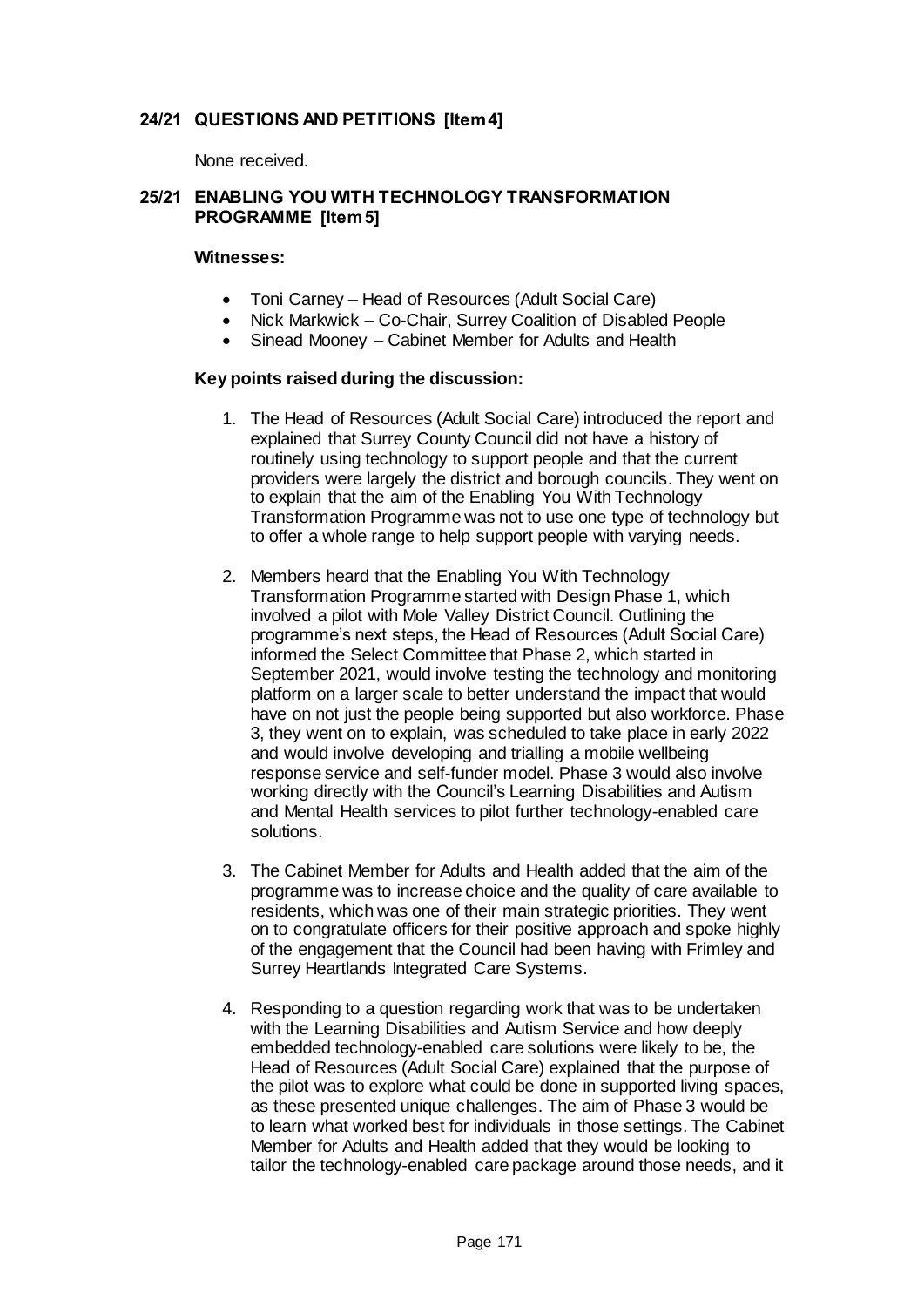## 24/21 QUESTIONS AND PETITIONS [Item 4]

None received.

## 25/21 ENABLING YOU WITH TECHNOLOGY TRANSFORMATION PROGRAMME [Item 5]

**Witnesses:**

- Toni Carney – Head of Resources (Adult Social Care)
- Nick Markwick – Co-Chair, Surrey Coalition of Disabled People
- Sinead Mooney – Cabinet Member for Adults and Health

**Key points raised during the discussion:**

1. The Head of Resources (Adult Social Care) introduced the report and explained that Surrey County Council did not have a history of routinely using technology to support people and that the current providers were largely the district and borough councils. They went on to explain that the aim of the Enabling You With Technology Transformation Programme was not to use one type of technology but to offer a whole range to help support people with varying needs.

2. Members heard that the Enabling You With Technology Transformation Programme started with Design Phase 1, which involved a pilot with Mole Valley District Council. Outlining the programme's next steps, the Head of Resources (Adult Social Care) informed the Select Committee that Phase 2, which started in September 2021, would involve testing the technology and monitoring platform on a larger scale to better understand the impact that would have on not just the people being supported but also workforce. Phase 3, they went on to explain, was scheduled to take place in early 2022 and would involve developing and trialling a mobile wellbeing response service and self-funder model. Phase 3 would also involve working directly with the Council's Learning Disabilities and Autism and Mental Health services to pilot further technology-enabled care solutions.

3. The Cabinet Member for Adults and Health added that the aim of the programme was to increase choice and the quality of care available to residents, which was one of their main strategic priorities. They went on to congratulate officers for their positive approach and spoke highly of the engagement that the Council had been having with Frimley and Surrey Heartlands Integrated Care Systems.

4. Responding to a question regarding work that was to be undertaken with the Learning Disabilities and Autism Service and how deeply embedded technology-enabled care solutions were likely to be, the Head of Resources (Adult Social Care) explained that the purpose of the pilot was to explore what could be done in supported living spaces, as these presented unique challenges. The aim of Phase 3 would be to learn what worked best for individuals in those settings. The Cabinet Member for Adults and Health added that they would be looking to tailor the technology-enabled care package around those needs, and it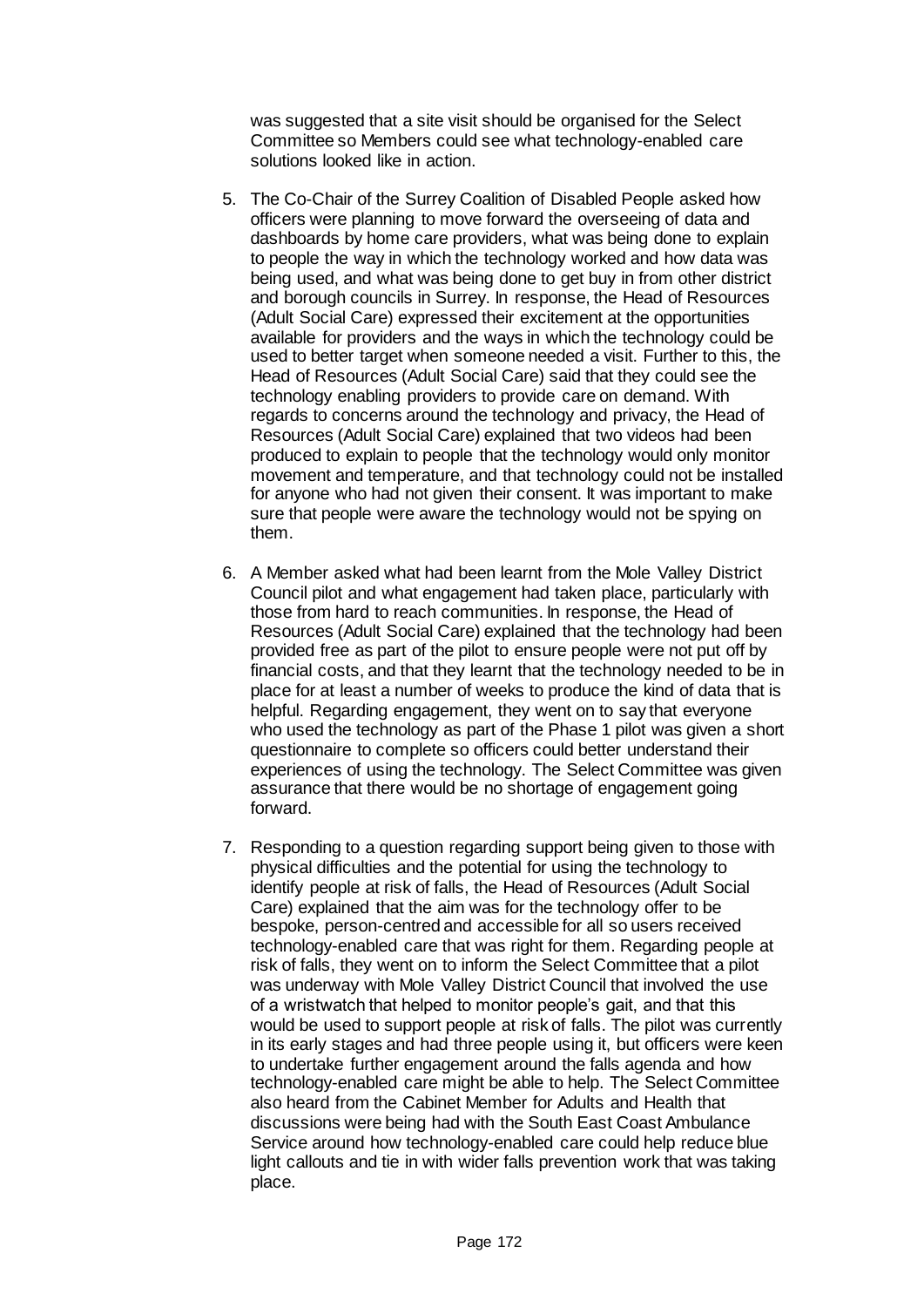was suggested that a site visit should be organised for the Select Committee so Members could see what technology-enabled care solutions looked like in action.

5. The Co-Chair of the Surrey Coalition of Disabled People asked how officers were planning to move forward the overseeing of data and dashboards by home care providers, what was being done to explain to people the way in which the technology worked and how data was being used, and what was being done to get buy in from other district and borough councils in Surrey. In response, the Head of Resources (Adult Social Care) expressed their excitement at the opportunities available for providers and the ways in which the technology could be used to better target when someone needed a visit. Further to this, the Head of Resources (Adult Social Care) said that they could see the technology enabling providers to provide care on demand. With regards to concerns around the technology and privacy, the Head of Resources (Adult Social Care) explained that two videos had been produced to explain to people that the technology would only monitor movement and temperature, and that technology could not be installed for anyone who had not given their consent. It was important to make sure that people were aware the technology would not be spying on them.

6. A Member asked what had been learnt from the Mole Valley District Council pilot and what engagement had taken place, particularly with those from hard to reach communities. In response, the Head of Resources (Adult Social Care) explained that the technology had been provided free as part of the pilot to ensure people were not put off by financial costs, and that they learnt that the technology needed to be in place for at least a number of weeks to produce the kind of data that is helpful. Regarding engagement, they went on to say that everyone who used the technology as part of the Phase 1 pilot was given a short questionnaire to complete so officers could better understand their experiences of using the technology. The Select Committee was given assurance that there would be no shortage of engagement going forward.

7. Responding to a question regarding support being given to those with physical difficulties and the potential for using the technology to identify people at risk of falls, the Head of Resources (Adult Social Care) explained that the aim was for the technology offer to be bespoke, person-centred and accessible for all so users received technology-enabled care that was right for them. Regarding people at risk of falls, they went on to inform the Select Committee that a pilot was underway with Mole Valley District Council that involved the use of a wristwatch that helped to monitor people's gait, and that this would be used to support people at risk of falls. The pilot was currently in its early stages and had three people using it, but officers were keen to undertake further engagement around the falls agenda and how technology-enabled care might be able to help. The Select Committee also heard from the Cabinet Member for Adults and Health that discussions were being had with the South East Coast Ambulance Service around how technology-enabled care could help reduce blue light callouts and tie in with wider falls prevention work that was taking place.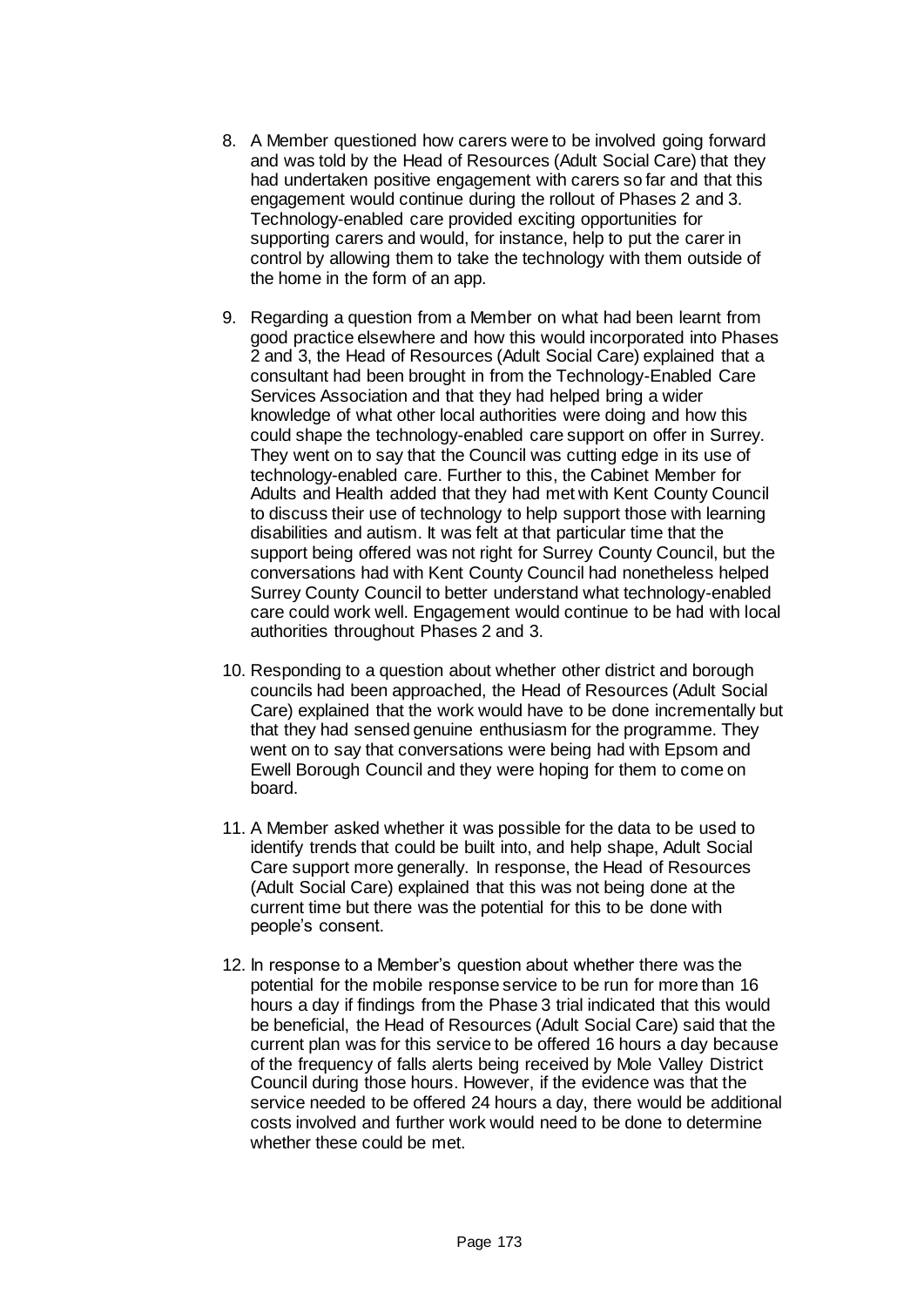8. A Member questioned how carers were to be involved going forward and was told by the Head of Resources (Adult Social Care) that they had undertaken positive engagement with carers so far and that this engagement would continue during the rollout of Phases 2 and 3. Technology-enabled care provided exciting opportunities for supporting carers and would, for instance, help to put the carer in control by allowing them to take the technology with them outside of the home in the form of an app.

9. Regarding a question from a Member on what had been learnt from good practice elsewhere and how this would incorporated into Phases 2 and 3, the Head of Resources (Adult Social Care) explained that a consultant had been brought in from the Technology-Enabled Care Services Association and that they had helped bring a wider knowledge of what other local authorities were doing and how this could shape the technology-enabled care support on offer in Surrey. They went on to say that the Council was cutting edge in its use of technology-enabled care. Further to this, the Cabinet Member for Adults and Health added that they had met with Kent County Council to discuss their use of technology to help support those with learning disabilities and autism. It was felt at that particular time that the support being offered was not right for Surrey County Council, but the conversations had with Kent County Council had nonetheless helped Surrey County Council to better understand what technology-enabled care could work well. Engagement would continue to be had with local authorities throughout Phases 2 and 3.

10. Responding to a question about whether other district and borough councils had been approached, the Head of Resources (Adult Social Care) explained that the work would have to be done incrementally but that they had sensed genuine enthusiasm for the programme. They went on to say that conversations were being had with Epsom and Ewell Borough Council and they were hoping for them to come on board.

11. A Member asked whether it was possible for the data to be used to identify trends that could be built into, and help shape, Adult Social Care support more generally. In response, the Head of Resources (Adult Social Care) explained that this was not being done at the current time but there was the potential for this to be done with people's consent.

12. In response to a Member's question about whether there was the potential for the mobile response service to be run for more than 16 hours a day if findings from the Phase 3 trial indicated that this would be beneficial, the Head of Resources (Adult Social Care) said that the current plan was for this service to be offered 16 hours a day because of the frequency of falls alerts being received by Mole Valley District Council during those hours. However, if the evidence was that the service needed to be offered 24 hours a day, there would be additional costs involved and further work would need to be done to determine whether these could be met.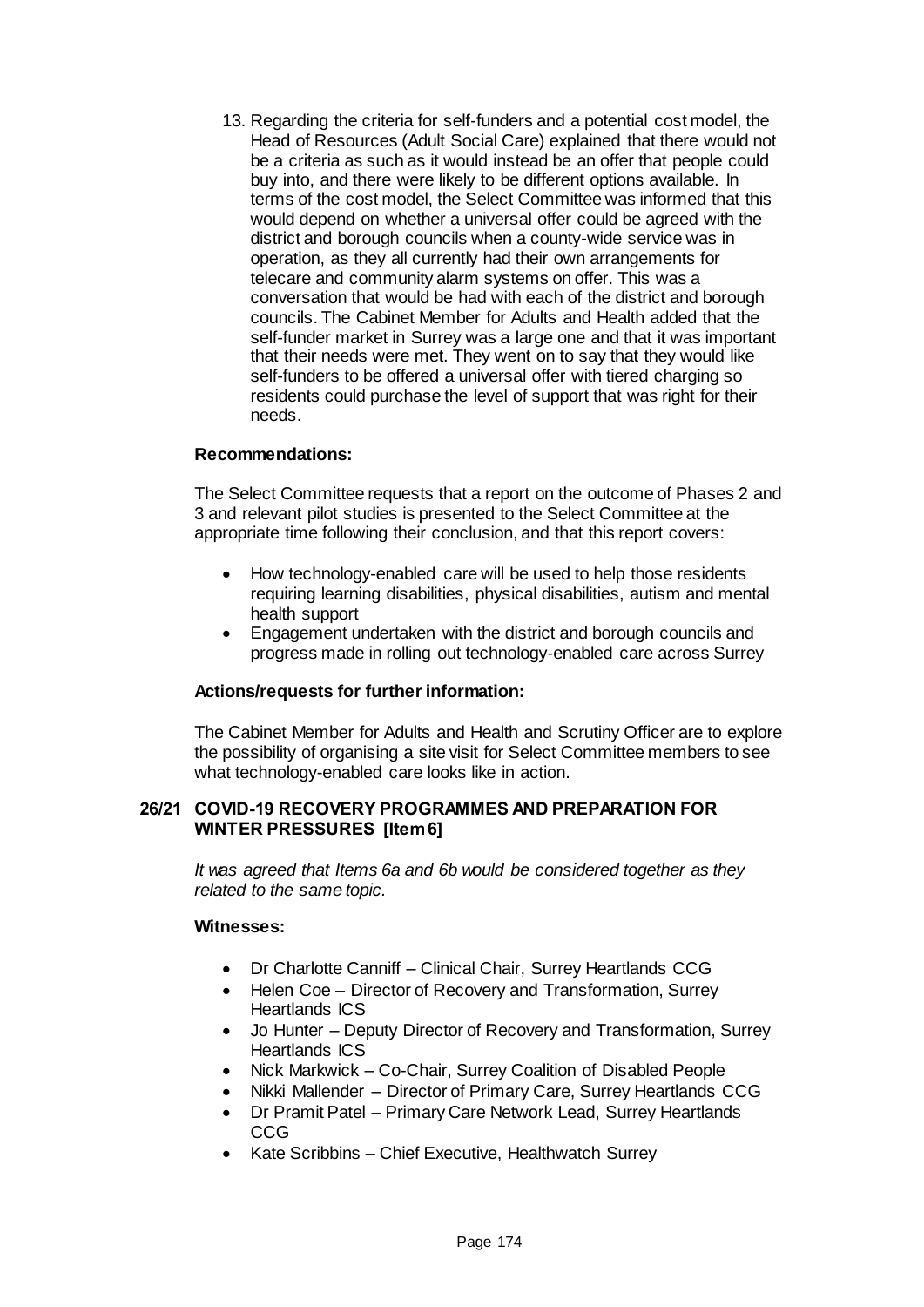13. Regarding the criteria for self-funders and a potential cost model, the Head of Resources (Adult Social Care) explained that there would not be a criteria as such as it would instead be an offer that people could buy into, and there were likely to be different options available. In terms of the cost model, the Select Committee was informed that this would depend on whether a universal offer could be agreed with the district and borough councils when a county-wide service was in operation, as they all currently had their own arrangements for telecare and community alarm systems on offer. This was a conversation that would be had with each of the district and borough councils. The Cabinet Member for Adults and Health added that the self-funder market in Surrey was a large one and that it was important that their needs were met. They went on to say that they would like self-funders to be offered a universal offer with tiered charging so residents could purchase the level of support that was right for their needs.

**Recommendations:**

The Select Committee requests that a report on the outcome of Phases 2 and 3 and relevant pilot studies is presented to the Select Committee at the appropriate time following their conclusion, and that this report covers:

- How technology-enabled care will be used to help those residents requiring learning disabilities, physical disabilities, autism and mental health support
- Engagement undertaken with the district and borough councils and progress made in rolling out technology-enabled care across Surrey

**Actions/requests for further information:**

The Cabinet Member for Adults and Health and Scrutiny Officer are to explore the possibility of organising a site visit for Select Committee members to see what technology-enabled care looks like in action.

## 26/21 COVID-19 RECOVERY PROGRAMMES AND PREPARATION FOR WINTER PRESSURES [Item 6]

*It was agreed that Items 6a and 6b would be considered together as they related to the same topic.*

**Witnesses:**

- Dr Charlotte Canniff – Clinical Chair, Surrey Heartlands CCG
- Helen Coe – Director of Recovery and Transformation, Surrey Heartlands ICS
- Jo Hunter – Deputy Director of Recovery and Transformation, Surrey Heartlands ICS
- Nick Markwick – Co-Chair, Surrey Coalition of Disabled People
- Nikki Mallender – Director of Primary Care, Surrey Heartlands CCG
- Dr Pramit Patel – Primary Care Network Lead, Surrey Heartlands CCG
- Kate Scribbins – Chief Executive, Healthwatch Surrey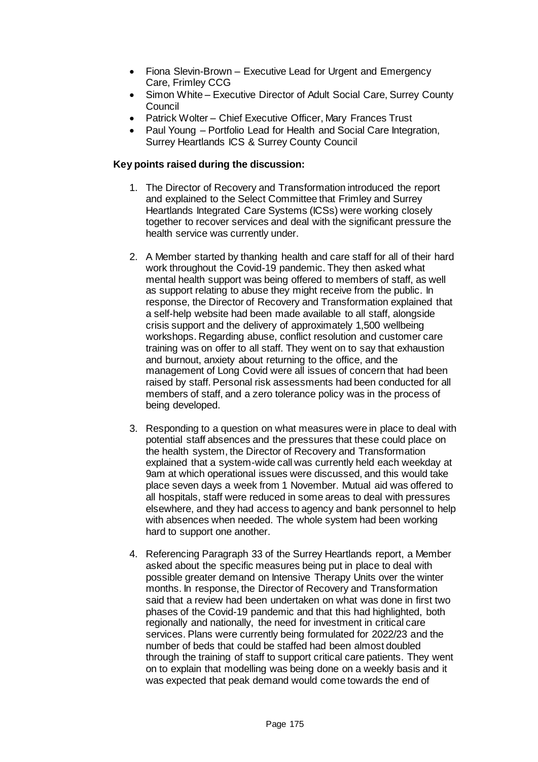- Fiona Slevin-Brown – Executive Lead for Urgent and Emergency Care, Frimley CCG
- Simon White – Executive Director of Adult Social Care, Surrey County Council
- Patrick Wolter – Chief Executive Officer, Mary Frances Trust
- Paul Young – Portfolio Lead for Health and Social Care Integration, Surrey Heartlands ICS & Surrey County Council

**Key points raised during the discussion:**

1. The Director of Recovery and Transformation introduced the report and explained to the Select Committee that Frimley and Surrey Heartlands Integrated Care Systems (ICSs) were working closely together to recover services and deal with the significant pressure the health service was currently under.

2. A Member started by thanking health and care staff for all of their hard work throughout the Covid-19 pandemic. They then asked what mental health support was being offered to members of staff, as well as support relating to abuse they might receive from the public. In response, the Director of Recovery and Transformation explained that a self-help website had been made available to all staff, alongside crisis support and the delivery of approximately 1,500 wellbeing workshops. Regarding abuse, conflict resolution and customer care training was on offer to all staff. They went on to say that exhaustion and burnout, anxiety about returning to the office, and the management of Long Covid were all issues of concern that had been raised by staff. Personal risk assessments had been conducted for all members of staff, and a zero tolerance policy was in the process of being developed.

3. Responding to a question on what measures were in place to deal with potential staff absences and the pressures that these could place on the health system, the Director of Recovery and Transformation explained that a system-wide call was currently held each weekday at 9am at which operational issues were discussed, and this would take place seven days a week from 1 November. Mutual aid was offered to all hospitals, staff were reduced in some areas to deal with pressures elsewhere, and they had access to agency and bank personnel to help with absences when needed. The whole system had been working hard to support one another.

4. Referencing Paragraph 33 of the Surrey Heartlands report, a Member asked about the specific measures being put in place to deal with possible greater demand on Intensive Therapy Units over the winter months. In response, the Director of Recovery and Transformation said that a review had been undertaken on what was done in first two phases of the Covid-19 pandemic and that this had highlighted, both regionally and nationally, the need for investment in critical care services. Plans were currently being formulated for 2022/23 and the number of beds that could be staffed had been almost doubled through the training of staff to support critical care patients. They went on to explain that modelling was being done on a weekly basis and it was expected that peak demand would come towards the end of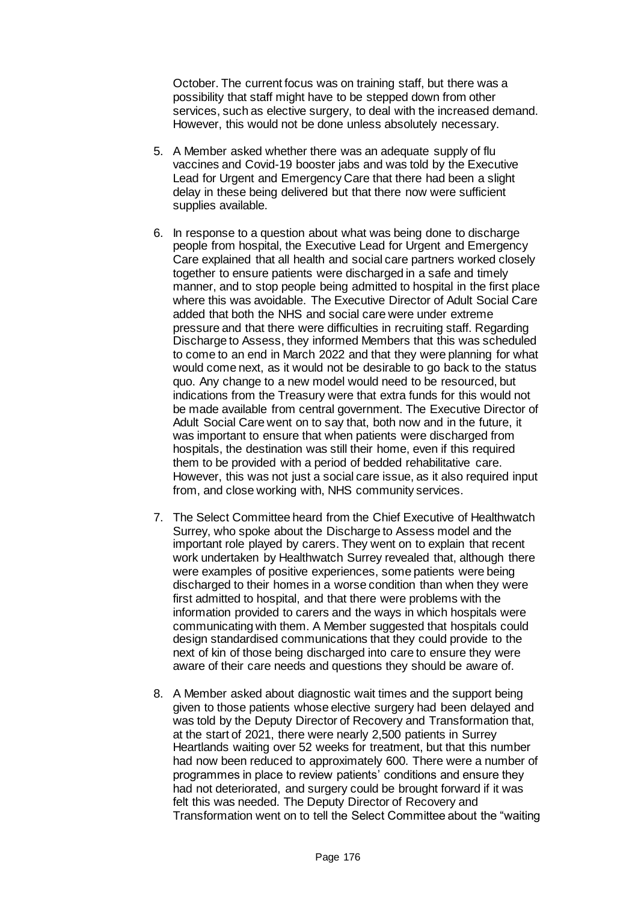October. The current focus was on training staff, but there was a possibility that staff might have to be stepped down from other services, such as elective surgery, to deal with the increased demand. However, this would not be done unless absolutely necessary.

5. A Member asked whether there was an adequate supply of flu vaccines and Covid-19 booster jabs and was told by the Executive Lead for Urgent and Emergency Care that there had been a slight delay in these being delivered but that there now were sufficient supplies available.

6. In response to a question about what was being done to discharge people from hospital, the Executive Lead for Urgent and Emergency Care explained that all health and social care partners worked closely together to ensure patients were discharged in a safe and timely manner, and to stop people being admitted to hospital in the first place where this was avoidable. The Executive Director of Adult Social Care added that both the NHS and social care were under extreme pressure and that there were difficulties in recruiting staff. Regarding Discharge to Assess, they informed Members that this was scheduled to come to an end in March 2022 and that they were planning for what would come next, as it would not be desirable to go back to the status quo. Any change to a new model would need to be resourced, but indications from the Treasury were that extra funds for this would not be made available from central government. The Executive Director of Adult Social Care went on to say that, both now and in the future, it was important to ensure that when patients were discharged from hospitals, the destination was still their home, even if this required them to be provided with a period of bedded rehabilitative care. However, this was not just a social care issue, as it also required input from, and close working with, NHS community services.

7. The Select Committee heard from the Chief Executive of Healthwatch Surrey, who spoke about the Discharge to Assess model and the important role played by carers. They went on to explain that recent work undertaken by Healthwatch Surrey revealed that, although there were examples of positive experiences, some patients were being discharged to their homes in a worse condition than when they were first admitted to hospital, and that there were problems with the information provided to carers and the ways in which hospitals were communicating with them. A Member suggested that hospitals could design standardised communications that they could provide to the next of kin of those being discharged into care to ensure they were aware of their care needs and questions they should be aware of.

8. A Member asked about diagnostic wait times and the support being given to those patients whose elective surgery had been delayed and was told by the Deputy Director of Recovery and Transformation that, at the start of 2021, there were nearly 2,500 patients in Surrey Heartlands waiting over 52 weeks for treatment, but that this number had now been reduced to approximately 600. There were a number of programmes in place to review patients' conditions and ensure they had not deteriorated, and surgery could be brought forward if it was felt this was needed. The Deputy Director of Recovery and Transformation went on to tell the Select Committee about the "waiting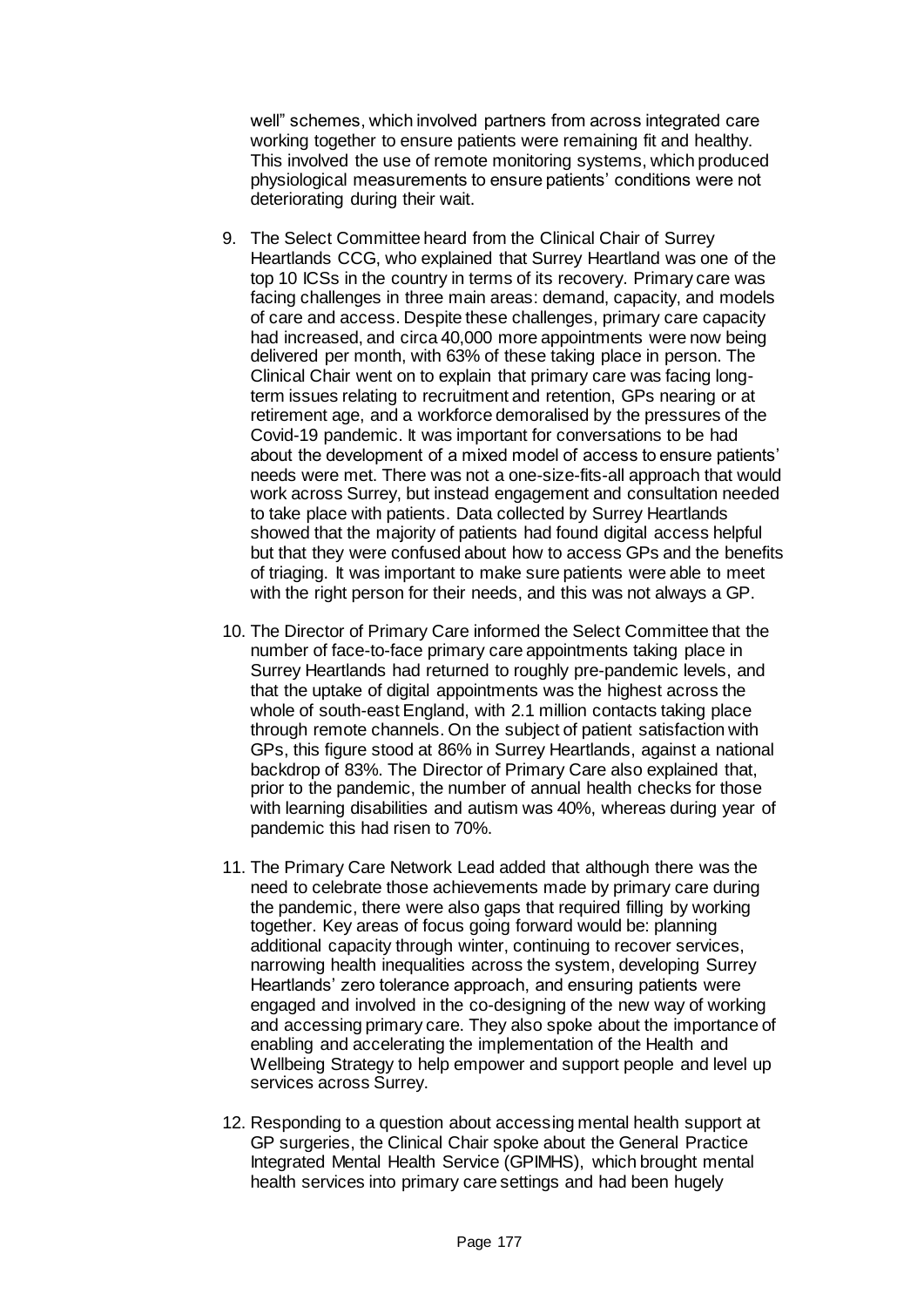well" schemes, which involved partners from across integrated care working together to ensure patients were remaining fit and healthy. This involved the use of remote monitoring systems, which produced physiological measurements to ensure patients' conditions were not deteriorating during their wait.

9. The Select Committee heard from the Clinical Chair of Surrey Heartlands CCG, who explained that Surrey Heartland was one of the top 10 ICSs in the country in terms of its recovery. Primary care was facing challenges in three main areas: demand, capacity, and models of care and access. Despite these challenges, primary care capacity had increased, and circa 40,000 more appointments were now being delivered per month, with 63% of these taking place in person. The Clinical Chair went on to explain that primary care was facing long-term issues relating to recruitment and retention, GPs nearing or at retirement age, and a workforce demoralised by the pressures of the Covid-19 pandemic. It was important for conversations to be had about the development of a mixed model of access to ensure patients' needs were met. There was not a one-size-fits-all approach that would work across Surrey, but instead engagement and consultation needed to take place with patients. Data collected by Surrey Heartlands showed that the majority of patients had found digital access helpful but that they were confused about how to access GPs and the benefits of triaging. It was important to make sure patients were able to meet with the right person for their needs, and this was not always a GP.

10. The Director of Primary Care informed the Select Committee that the number of face-to-face primary care appointments taking place in Surrey Heartlands had returned to roughly pre-pandemic levels, and that the uptake of digital appointments was the highest across the whole of south-east England, with 2.1 million contacts taking place through remote channels. On the subject of patient satisfaction with GPs, this figure stood at 86% in Surrey Heartlands, against a national backdrop of 83%. The Director of Primary Care also explained that, prior to the pandemic, the number of annual health checks for those with learning disabilities and autism was 40%, whereas during year of pandemic this had risen to 70%.

11. The Primary Care Network Lead added that although there was the need to celebrate those achievements made by primary care during the pandemic, there were also gaps that required filling by working together. Key areas of focus going forward would be: planning additional capacity through winter, continuing to recover services, narrowing health inequalities across the system, developing Surrey Heartlands' zero tolerance approach, and ensuring patients were engaged and involved in the co-designing of the new way of working and accessing primary care. They also spoke about the importance of enabling and accelerating the implementation of the Health and Wellbeing Strategy to help empower and support people and level up services across Surrey.

12. Responding to a question about accessing mental health support at GP surgeries, the Clinical Chair spoke about the General Practice Integrated Mental Health Service (GPIMHS), which brought mental health services into primary care settings and had been hugely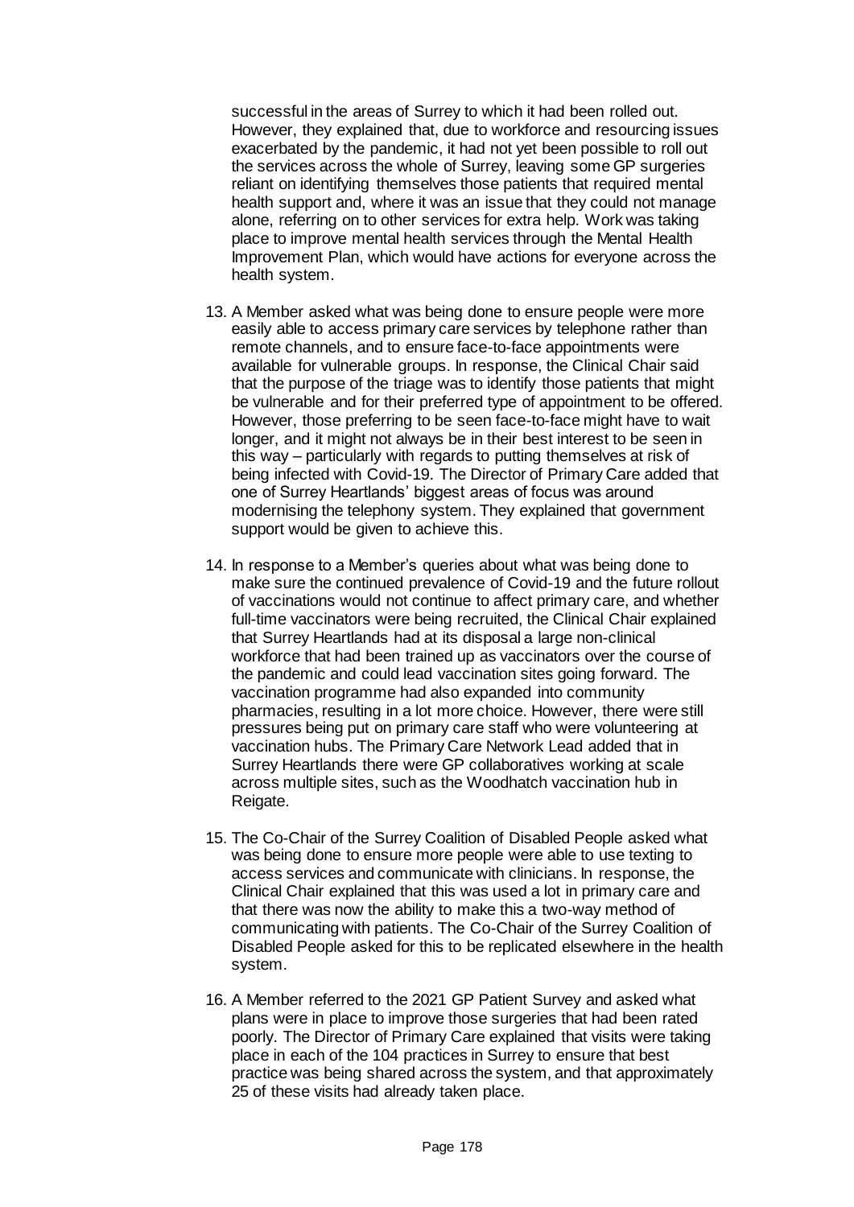successful in the areas of Surrey to which it had been rolled out. However, they explained that, due to workforce and resourcing issues exacerbated by the pandemic, it had not yet been possible to roll out the services across the whole of Surrey, leaving some GP surgeries reliant on identifying themselves those patients that required mental health support and, where it was an issue that they could not manage alone, referring on to other services for extra help. Work was taking place to improve mental health services through the Mental Health Improvement Plan, which would have actions for everyone across the health system.

13. A Member asked what was being done to ensure people were more easily able to access primary care services by telephone rather than remote channels, and to ensure face-to-face appointments were available for vulnerable groups. In response, the Clinical Chair said that the purpose of the triage was to identify those patients that might be vulnerable and for their preferred type of appointment to be offered. However, those preferring to be seen face-to-face might have to wait longer, and it might not always be in their best interest to be seen in this way – particularly with regards to putting themselves at risk of being infected with Covid-19. The Director of Primary Care added that one of Surrey Heartlands' biggest areas of focus was around modernising the telephony system. They explained that government support would be given to achieve this.

14. In response to a Member's queries about what was being done to make sure the continued prevalence of Covid-19 and the future rollout of vaccinations would not continue to affect primary care, and whether full-time vaccinators were being recruited, the Clinical Chair explained that Surrey Heartlands had at its disposal a large non-clinical workforce that had been trained up as vaccinators over the course of the pandemic and could lead vaccination sites going forward. The vaccination programme had also expanded into community pharmacies, resulting in a lot more choice. However, there were still pressures being put on primary care staff who were volunteering at vaccination hubs. The Primary Care Network Lead added that in Surrey Heartlands there were GP collaboratives working at scale across multiple sites, such as the Woodhatch vaccination hub in Reigate.

15. The Co-Chair of the Surrey Coalition of Disabled People asked what was being done to ensure more people were able to use texting to access services and communicate with clinicians. In response, the Clinical Chair explained that this was used a lot in primary care and that there was now the ability to make this a two-way method of communicating with patients. The Co-Chair of the Surrey Coalition of Disabled People asked for this to be replicated elsewhere in the health system.

16. A Member referred to the 2021 GP Patient Survey and asked what plans were in place to improve those surgeries that had been rated poorly. The Director of Primary Care explained that visits were taking place in each of the 104 practices in Surrey to ensure that best practice was being shared across the system, and that approximately 25 of these visits had already taken place.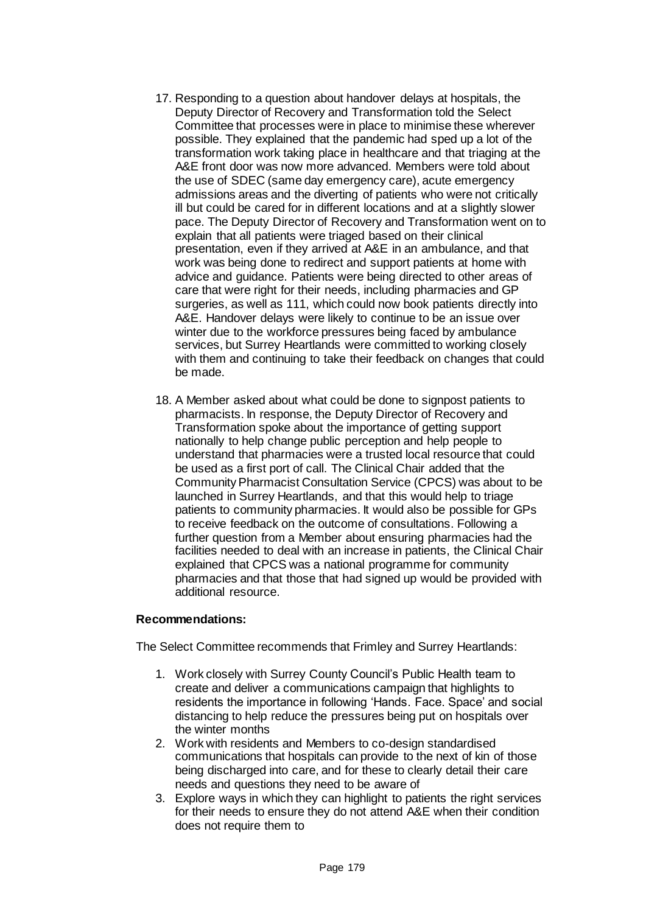17. Responding to a question about handover delays at hospitals, the Deputy Director of Recovery and Transformation told the Select Committee that processes were in place to minimise these wherever possible. They explained that the pandemic had sped up a lot of the transformation work taking place in healthcare and that triaging at the A&E front door was now more advanced. Members were told about the use of SDEC (same day emergency care), acute emergency admissions areas and the diverting of patients who were not critically ill but could be cared for in different locations and at a slightly slower pace. The Deputy Director of Recovery and Transformation went on to explain that all patients were triaged based on their clinical presentation, even if they arrived at A&E in an ambulance, and that work was being done to redirect and support patients at home with advice and guidance. Patients were being directed to other areas of care that were right for their needs, including pharmacies and GP surgeries, as well as 111, which could now book patients directly into A&E. Handover delays were likely to continue to be an issue over winter due to the workforce pressures being faced by ambulance services, but Surrey Heartlands were committed to working closely with them and continuing to take their feedback on changes that could be made.

18. A Member asked about what could be done to signpost patients to pharmacists. In response, the Deputy Director of Recovery and Transformation spoke about the importance of getting support nationally to help change public perception and help people to understand that pharmacies were a trusted local resource that could be used as a first port of call. The Clinical Chair added that the Community Pharmacist Consultation Service (CPCS) was about to be launched in Surrey Heartlands, and that this would help to triage patients to community pharmacies. It would also be possible for GPs to receive feedback on the outcome of consultations. Following a further question from a Member about ensuring pharmacies had the facilities needed to deal with an increase in patients, the Clinical Chair explained that CPCS was a national programme for community pharmacies and that those that had signed up would be provided with additional resource.

**Recommendations:**

The Select Committee recommends that Frimley and Surrey Heartlands:

1. Work closely with Surrey County Council's Public Health team to create and deliver a communications campaign that highlights to residents the importance in following 'Hands. Face. Space' and social distancing to help reduce the pressures being put on hospitals over the winter months
2. Work with residents and Members to co-design standardised communications that hospitals can provide to the next of kin of those being discharged into care, and for these to clearly detail their care needs and questions they need to be aware of
3. Explore ways in which they can highlight to patients the right services for their needs to ensure they do not attend A&E when their condition does not require them to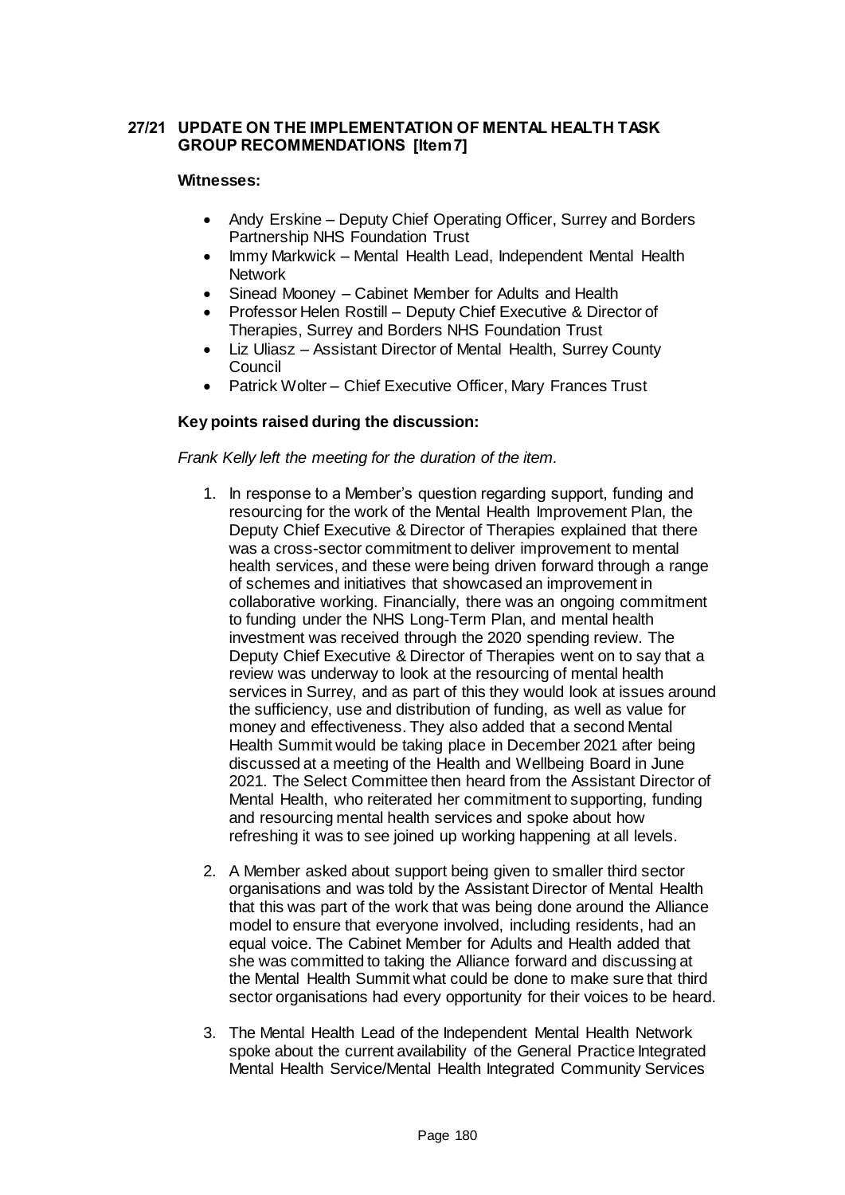## 27/21 UPDATE ON THE IMPLEMENTATION OF MENTAL HEALTH TASK GROUP RECOMMENDATIONS [Item 7]

**Witnesses:**

- Andy Erskine – Deputy Chief Operating Officer, Surrey and Borders Partnership NHS Foundation Trust
- Immy Markwick – Mental Health Lead, Independent Mental Health Network
- Sinead Mooney – Cabinet Member for Adults and Health
- Professor Helen Rostill – Deputy Chief Executive & Director of Therapies, Surrey and Borders NHS Foundation Trust
- Liz Uliasz – Assistant Director of Mental Health, Surrey County Council
- Patrick Wolter – Chief Executive Officer, Mary Frances Trust

**Key points raised during the discussion:**

*Frank Kelly left the meeting for the duration of the item.*

1. In response to a Member's question regarding support, funding and resourcing for the work of the Mental Health Improvement Plan, the Deputy Chief Executive & Director of Therapies explained that there was a cross-sector commitment to deliver improvement to mental health services, and these were being driven forward through a range of schemes and initiatives that showcased an improvement in collaborative working. Financially, there was an ongoing commitment to funding under the NHS Long-Term Plan, and mental health investment was received through the 2020 spending review. The Deputy Chief Executive & Director of Therapies went on to say that a review was underway to look at the resourcing of mental health services in Surrey, and as part of this they would look at issues around the sufficiency, use and distribution of funding, as well as value for money and effectiveness. They also added that a second Mental Health Summit would be taking place in December 2021 after being discussed at a meeting of the Health and Wellbeing Board in June 2021. The Select Committee then heard from the Assistant Director of Mental Health, who reiterated her commitment to supporting, funding and resourcing mental health services and spoke about how refreshing it was to see joined up working happening at all levels.

2. A Member asked about support being given to smaller third sector organisations and was told by the Assistant Director of Mental Health that this was part of the work that was being done around the Alliance model to ensure that everyone involved, including residents, had an equal voice. The Cabinet Member for Adults and Health added that she was committed to taking the Alliance forward and discussing at the Mental Health Summit what could be done to make sure that third sector organisations had every opportunity for their voices to be heard.

3. The Mental Health Lead of the Independent Mental Health Network spoke about the current availability of the General Practice Integrated Mental Health Service/Mental Health Integrated Community Services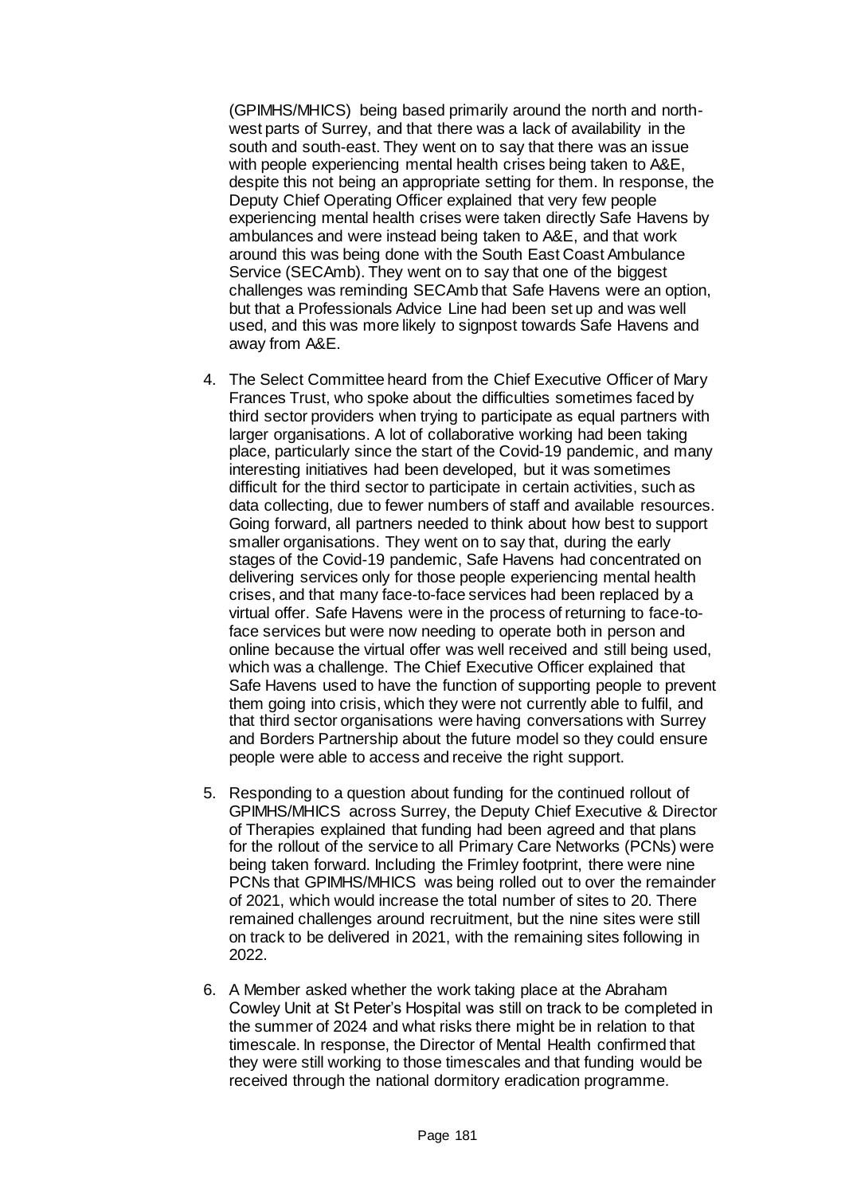(GPIMHS/MHICS) being based primarily around the north and north-west parts of Surrey, and that there was a lack of availability in the south and south-east. They went on to say that there was an issue with people experiencing mental health crises being taken to A&E, despite this not being an appropriate setting for them. In response, the Deputy Chief Operating Officer explained that very few people experiencing mental health crises were taken directly Safe Havens by ambulances and were instead being taken to A&E, and that work around this was being done with the South East Coast Ambulance Service (SECAmb). They went on to say that one of the biggest challenges was reminding SECAmb that Safe Havens were an option, but that a Professionals Advice Line had been set up and was well used, and this was more likely to signpost towards Safe Havens and away from A&E.

4. The Select Committee heard from the Chief Executive Officer of Mary Frances Trust, who spoke about the difficulties sometimes faced by third sector providers when trying to participate as equal partners with larger organisations. A lot of collaborative working had been taking place, particularly since the start of the Covid-19 pandemic, and many interesting initiatives had been developed, but it was sometimes difficult for the third sector to participate in certain activities, such as data collecting, due to fewer numbers of staff and available resources. Going forward, all partners needed to think about how best to support smaller organisations. They went on to say that, during the early stages of the Covid-19 pandemic, Safe Havens had concentrated on delivering services only for those people experiencing mental health crises, and that many face-to-face services had been replaced by a virtual offer. Safe Havens were in the process of returning to face-to-face services but were now needing to operate both in person and online because the virtual offer was well received and still being used, which was a challenge. The Chief Executive Officer explained that Safe Havens used to have the function of supporting people to prevent them going into crisis, which they were not currently able to fulfil, and that third sector organisations were having conversations with Surrey and Borders Partnership about the future model so they could ensure people were able to access and receive the right support.

5. Responding to a question about funding for the continued rollout of GPIMHS/MHICS across Surrey, the Deputy Chief Executive & Director of Therapies explained that funding had been agreed and that plans for the rollout of the service to all Primary Care Networks (PCNs) were being taken forward. Including the Frimley footprint, there were nine PCNs that GPIMHS/MHICS was being rolled out to over the remainder of 2021, which would increase the total number of sites to 20. There remained challenges around recruitment, but the nine sites were still on track to be delivered in 2021, with the remaining sites following in 2022.

6. A Member asked whether the work taking place at the Abraham Cowley Unit at St Peter's Hospital was still on track to be completed in the summer of 2024 and what risks there might be in relation to that timescale. In response, the Director of Mental Health confirmed that they were still working to those timescales and that funding would be received through the national dormitory eradication programme.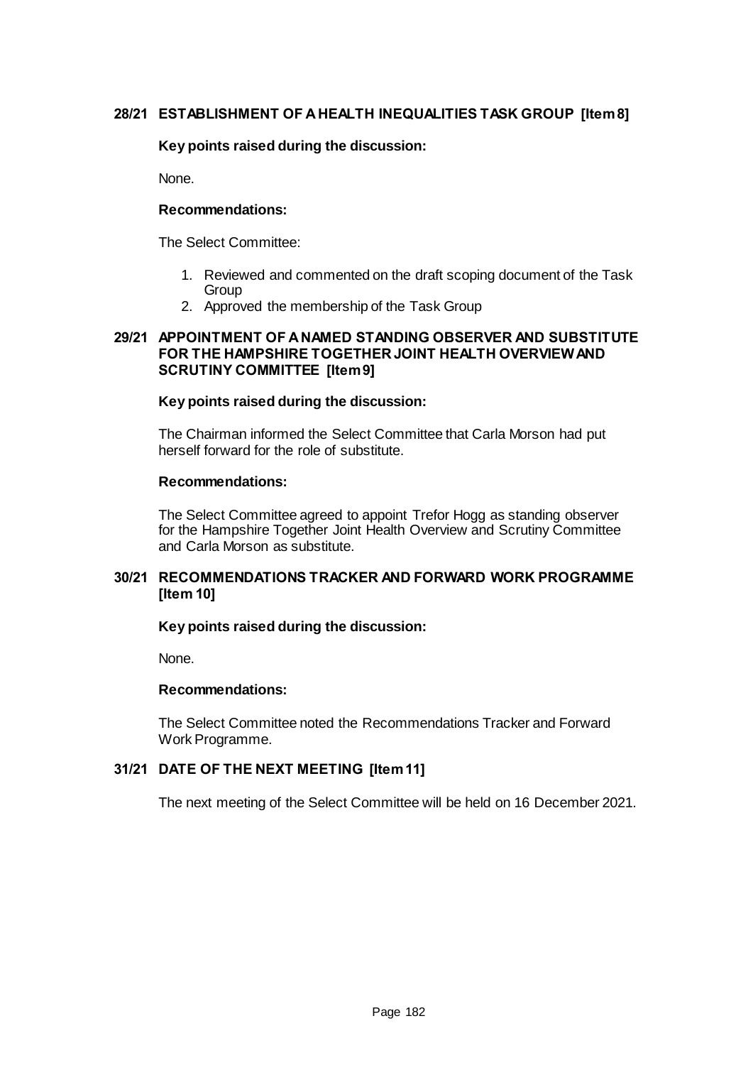## 28/21 ESTABLISHMENT OF A HEALTH INEQUALITIES TASK GROUP [Item 8]

**Key points raised during the discussion:**

None.

**Recommendations:**

The Select Committee:

1. Reviewed and commented on the draft scoping document of the Task Group
2. Approved the membership of the Task Group

## 29/21 APPOINTMENT OF A NAMED STANDING OBSERVER AND SUBSTITUTE FOR THE HAMPSHIRE TOGETHER JOINT HEALTH OVERVIEW AND SCRUTINY COMMITTEE [Item 9]

**Key points raised during the discussion:**

The Chairman informed the Select Committee that Carla Morson had put herself forward for the role of substitute.

**Recommendations:**

The Select Committee agreed to appoint Trefor Hogg as standing observer for the Hampshire Together Joint Health Overview and Scrutiny Committee and Carla Morson as substitute.

## 30/21 RECOMMENDATIONS TRACKER AND FORWARD WORK PROGRAMME [Item 10]

**Key points raised during the discussion:**

None.

**Recommendations:**

The Select Committee noted the Recommendations Tracker and Forward Work Programme.

## 31/21 DATE OF THE NEXT MEETING [Item 11]

The next meeting of the Select Committee will be held on 16 December 2021.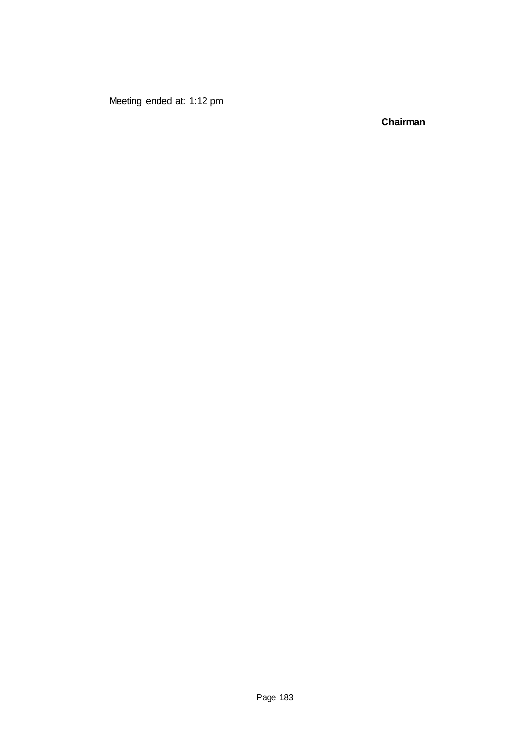Meeting ended at: 1:12 pm

______________________________________________________________

**Chairman**